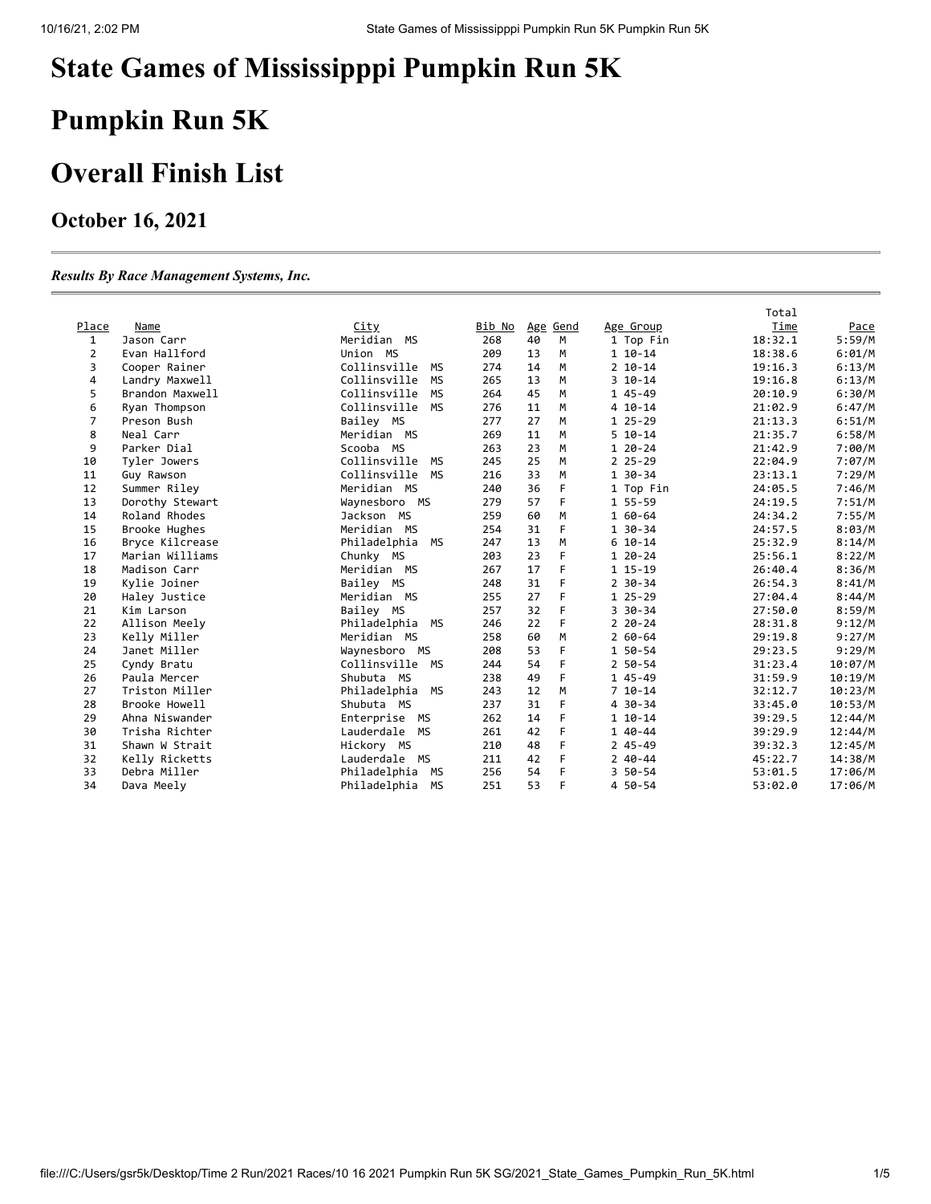# State Games of Mississipppi Pumpkin Run 5K

# Pumpkin Run 5K

# Overall Finish List

## October 16, 2021

***Results By Race Management Systems, Inc.***

| Place | Name | City | Bib No | Age | Gend | Age Group | Total Time | Pace |
|---|---|---|---|---|---|---|---|---|
| 1 | Jason Carr | Meridian MS | 268 | 40 | M | 1 Top Fin | 18:32.1 | 5:59/M |
| 2 | Evan Hallford | Union MS | 209 | 13 | M | 1 10-14 | 18:38.6 | 6:01/M |
| 3 | Cooper Rainer | Collinsville MS | 274 | 14 | M | 2 10-14 | 19:16.3 | 6:13/M |
| 4 | Landry Maxwell | Collinsville MS | 265 | 13 | M | 3 10-14 | 19:16.8 | 6:13/M |
| 5 | Brandon Maxwell | Collinsville MS | 264 | 45 | M | 1 45-49 | 20:10.9 | 6:30/M |
| 6 | Ryan Thompson | Collinsville MS | 276 | 11 | M | 4 10-14 | 21:02.9 | 6:47/M |
| 7 | Preson Bush | Bailey MS | 277 | 27 | M | 1 25-29 | 21:13.3 | 6:51/M |
| 8 | Neal Carr | Meridian MS | 269 | 11 | M | 5 10-14 | 21:35.7 | 6:58/M |
| 9 | Parker Dial | Scooba MS | 263 | 23 | M | 1 20-24 | 21:42.9 | 7:00/M |
| 10 | Tyler Jowers | Collinsville MS | 245 | 25 | M | 2 25-29 | 22:04.9 | 7:07/M |
| 11 | Guy Rawson | Collinsville MS | 216 | 33 | M | 1 30-34 | 23:13.1 | 7:29/M |
| 12 | Summer Riley | Meridian MS | 240 | 36 | F | 1 Top Fin | 24:05.5 | 7:46/M |
| 13 | Dorothy Stewart | Waynesboro MS | 279 | 57 | F | 1 55-59 | 24:19.5 | 7:51/M |
| 14 | Roland Rhodes | Jackson MS | 259 | 60 | M | 1 60-64 | 24:34.2 | 7:55/M |
| 15 | Brooke Hughes | Meridian MS | 254 | 31 | F | 1 30-34 | 24:57.5 | 8:03/M |
| 16 | Bryce Kilcrease | Philadelphia MS | 247 | 13 | M | 6 10-14 | 25:32.9 | 8:14/M |
| 17 | Marian Williams | Chunky MS | 203 | 23 | F | 1 20-24 | 25:56.1 | 8:22/M |
| 18 | Madison Carr | Meridian MS | 267 | 17 | F | 1 15-19 | 26:40.4 | 8:36/M |
| 19 | Kylie Joiner | Bailey MS | 248 | 31 | F | 2 30-34 | 26:54.3 | 8:41/M |
| 20 | Haley Justice | Meridian MS | 255 | 27 | F | 1 25-29 | 27:04.4 | 8:44/M |
| 21 | Kim Larson | Bailey MS | 257 | 32 | F | 3 30-34 | 27:50.0 | 8:59/M |
| 22 | Allison Meely | Philadelphia MS | 246 | 22 | F | 2 20-24 | 28:31.8 | 9:12/M |
| 23 | Kelly Miller | Meridian MS | 258 | 60 | M | 2 60-64 | 29:19.8 | 9:27/M |
| 24 | Janet Miller | Waynesboro MS | 208 | 53 | F | 1 50-54 | 29:23.5 | 9:29/M |
| 25 | Cyndy Bratu | Collinsville MS | 244 | 54 | F | 2 50-54 | 31:23.4 | 10:07/M |
| 26 | Paula Mercer | Shubuta MS | 238 | 49 | F | 1 45-49 | 31:59.9 | 10:19/M |
| 27 | Triston Miller | Philadelphia MS | 243 | 12 | M | 7 10-14 | 32:12.7 | 10:23/M |
| 28 | Brooke Howell | Shubuta MS | 237 | 31 | F | 4 30-34 | 33:45.0 | 10:53/M |
| 29 | Ahna Niswander | Enterprise MS | 262 | 14 | F | 1 10-14 | 39:29.5 | 12:44/M |
| 30 | Trisha Richter | Lauderdale MS | 261 | 42 | F | 1 40-44 | 39:29.9 | 12:44/M |
| 31 | Shawn W Strait | Hickory MS | 210 | 48 | F | 2 45-49 | 39:32.3 | 12:45/M |
| 32 | Kelly Ricketts | Lauderdale MS | 211 | 42 | F | 2 40-44 | 45:22.7 | 14:38/M |
| 33 | Debra Miller | Philadelphia MS | 256 | 54 | F | 3 50-54 | 53:01.5 | 17:06/M |
| 34 | Dava Meely | Philadelphia MS | 251 | 53 | F | 4 50-54 | 53:02.0 | 17:06/M |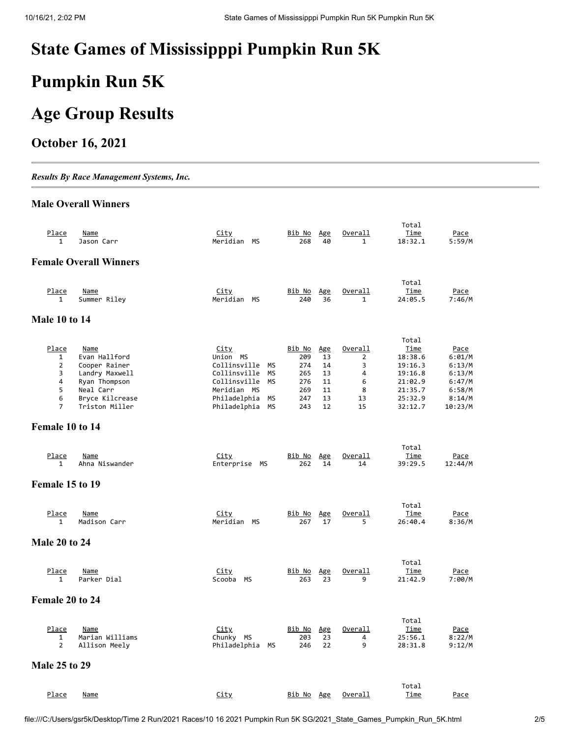# State Games of Mississipppi Pumpkin Run 5K

# Pumpkin Run 5K

# Age Group Results

## October 16, 2021

***Results By Race Management Systems, Inc.***

### Male Overall Winners

| Place | Name | City | Bib No | Age | Overall | Total Time | Pace |
|---|---|---|---|---|---|---|---|
| 1 | Jason Carr | Meridian MS | 268 | 40 | 1 | 18:32.1 | 5:59/M |

### Female Overall Winners

| Place | Name | City | Bib No | Age | Overall | Total Time | Pace |
|---|---|---|---|---|---|---|---|
| 1 | Summer Riley | Meridian MS | 240 | 36 | 1 | 24:05.5 | 7:46/M |

### Male 10 to 14

| Place | Name | City | Bib No | Age | Overall | Total Time | Pace |
|---|---|---|---|---|---|---|---|
| 1 | Evan Hallford | Union MS | 209 | 13 | 2 | 18:38.6 | 6:01/M |
| 2 | Cooper Rainer | Collinsville MS | 274 | 14 | 3 | 19:16.3 | 6:13/M |
| 3 | Landry Maxwell | Collinsville MS | 265 | 13 | 4 | 19:16.8 | 6:13/M |
| 4 | Ryan Thompson | Collinsville MS | 276 | 11 | 6 | 21:02.9 | 6:47/M |
| 5 | Neal Carr | Meridian MS | 269 | 11 | 8 | 21:35.7 | 6:58/M |
| 6 | Bryce Kilcrease | Philadelphia MS | 247 | 13 | 13 | 25:32.9 | 8:14/M |
| 7 | Triston Miller | Philadelphia MS | 243 | 12 | 15 | 32:12.7 | 10:23/M |

### Female 10 to 14

| Place | Name | City | Bib No | Age | Overall | Total Time | Pace |
|---|---|---|---|---|---|---|---|
| 1 | Ahna Niswander | Enterprise MS | 262 | 14 | 14 | 39:29.5 | 12:44/M |

### Female 15 to 19

| Place | Name | City | Bib No | Age | Overall | Total Time | Pace |
|---|---|---|---|---|---|---|---|
| 1 | Madison Carr | Meridian MS | 267 | 17 | 5 | 26:40.4 | 8:36/M |

### Male 20 to 24

| Place | Name | City | Bib No | Age | Overall | Total Time | Pace |
|---|---|---|---|---|---|---|---|
| 1 | Parker Dial | Scooba MS | 263 | 23 | 9 | 21:42.9 | 7:00/M |

### Female 20 to 24

| Place | Name | City | Bib No | Age | Overall | Total Time | Pace |
|---|---|---|---|---|---|---|---|
| 1 | Marian Williams | Chunky MS | 203 | 23 | 4 | 25:56.1 | 8:22/M |
| 2 | Allison Meely | Philadelphia MS | 246 | 22 | 9 | 28:31.8 | 9:12/M |

### Male 25 to 29

| Place | Name | City | Bib No | Age | Overall | Total Time | Pace |
|---|---|---|---|---|---|---|---|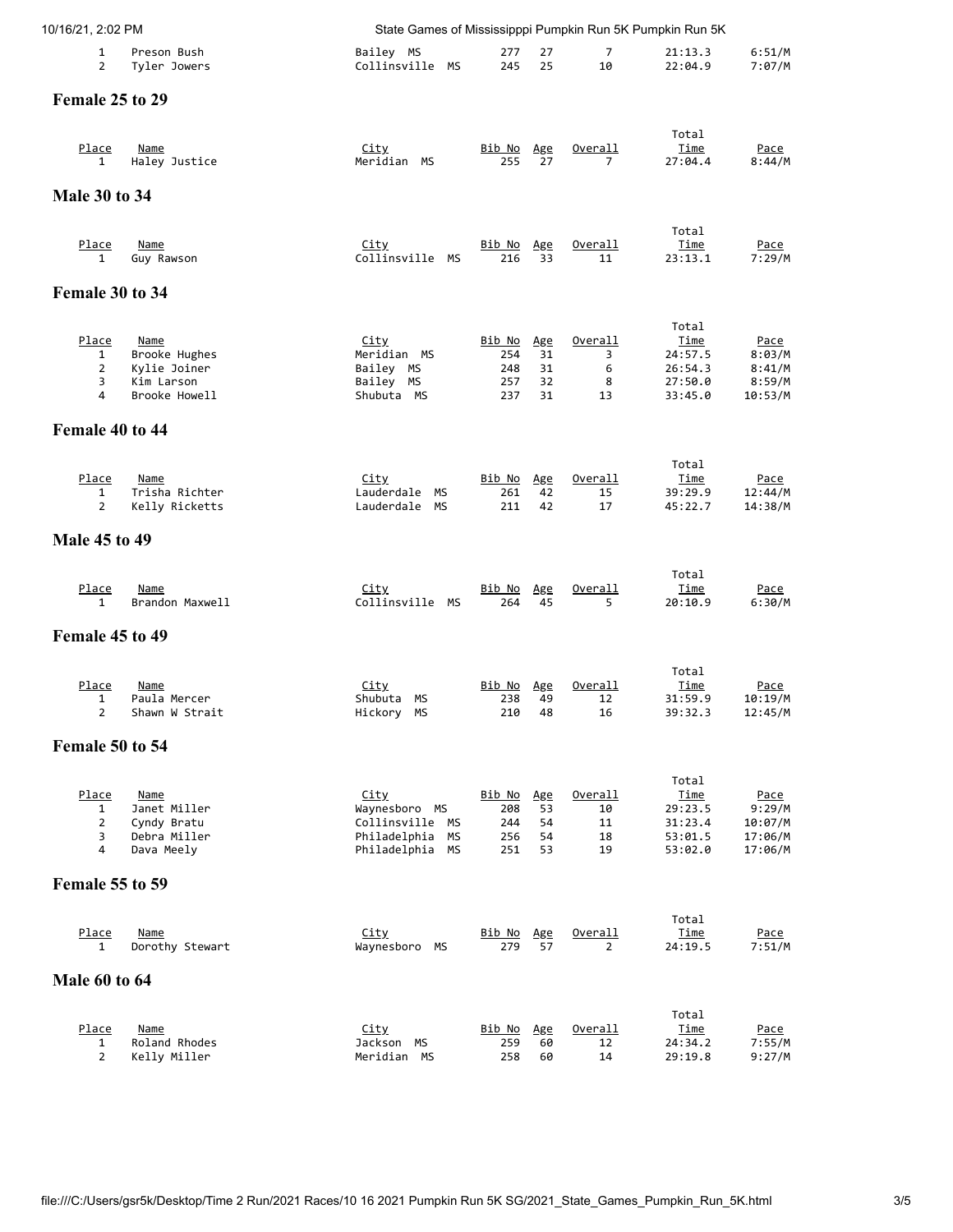| Place | Name | City | Bib No | Age | Overall | Total Time | Pace |
|---|---|---|---|---|---|---|---|
| 1 | Preson Bush | Bailey MS | 277 | 27 | 7 | 21:13.3 | 6:51/M |
| 2 | Tyler Jowers | Collinsville MS | 245 | 25 | 10 | 22:04.9 | 7:07/M |

### Female 25 to 29

| Place | Name | City | Bib No | Age | Overall | Total Time | Pace |
|---|---|---|---|---|---|---|---|
| 1 | Haley Justice | Meridian MS | 255 | 27 | 7 | 27:04.4 | 8:44/M |

### Male 30 to 34

| Place | Name | City | Bib No | Age | Overall | Total Time | Pace |
|---|---|---|---|---|---|---|---|
| 1 | Guy Rawson | Collinsville MS | 216 | 33 | 11 | 23:13.1 | 7:29/M |

### Female 30 to 34

| Place | Name | City | Bib No | Age | Overall | Total Time | Pace |
|---|---|---|---|---|---|---|---|
| 1 | Brooke Hughes | Meridian MS | 254 | 31 | 3 | 24:57.5 | 8:03/M |
| 2 | Kylie Joiner | Bailey MS | 248 | 31 | 6 | 26:54.3 | 8:41/M |
| 3 | Kim Larson | Bailey MS | 257 | 32 | 8 | 27:50.0 | 8:59/M |
| 4 | Brooke Howell | Shubuta MS | 237 | 31 | 13 | 33:45.0 | 10:53/M |

### Female 40 to 44

| Place | Name | City | Bib No | Age | Overall | Total Time | Pace |
|---|---|---|---|---|---|---|---|
| 1 | Trisha Richter | Lauderdale MS | 261 | 42 | 15 | 39:29.9 | 12:44/M |
| 2 | Kelly Ricketts | Lauderdale MS | 211 | 42 | 17 | 45:22.7 | 14:38/M |

### Male 45 to 49

| Place | Name | City | Bib No | Age | Overall | Total Time | Pace |
|---|---|---|---|---|---|---|---|
| 1 | Brandon Maxwell | Collinsville MS | 264 | 45 | 5 | 20:10.9 | 6:30/M |

### Female 45 to 49

| Place | Name | City | Bib No | Age | Overall | Total Time | Pace |
|---|---|---|---|---|---|---|---|
| 1 | Paula Mercer | Shubuta MS | 238 | 49 | 12 | 31:59.9 | 10:19/M |
| 2 | Shawn W Strait | Hickory MS | 210 | 48 | 16 | 39:32.3 | 12:45/M |

### Female 50 to 54

| Place | Name | City | Bib No | Age | Overall | Total Time | Pace |
|---|---|---|---|---|---|---|---|
| 1 | Janet Miller | Waynesboro MS | 208 | 53 | 10 | 29:23.5 | 9:29/M |
| 2 | Cyndy Bratu | Collinsville MS | 244 | 54 | 11 | 31:23.4 | 10:07/M |
| 3 | Debra Miller | Philadelphia MS | 256 | 54 | 18 | 53:01.5 | 17:06/M |
| 4 | Dava Meely | Philadelphia MS | 251 | 53 | 19 | 53:02.0 | 17:06/M |

### Female 55 to 59

| Place | Name | City | Bib No | Age | Overall | Total Time | Pace |
|---|---|---|---|---|---|---|---|
| 1 | Dorothy Stewart | Waynesboro MS | 279 | 57 | 2 | 24:19.5 | 7:51/M |

### Male 60 to 64

| Place | Name | City | Bib No | Age | Overall | Total Time | Pace |
|---|---|---|---|---|---|---|---|
| 1 | Roland Rhodes | Jackson MS | 259 | 60 | 12 | 24:34.2 | 7:55/M |
| 2 | Kelly Miller | Meridian MS | 258 | 60 | 14 | 29:19.8 | 9:27/M |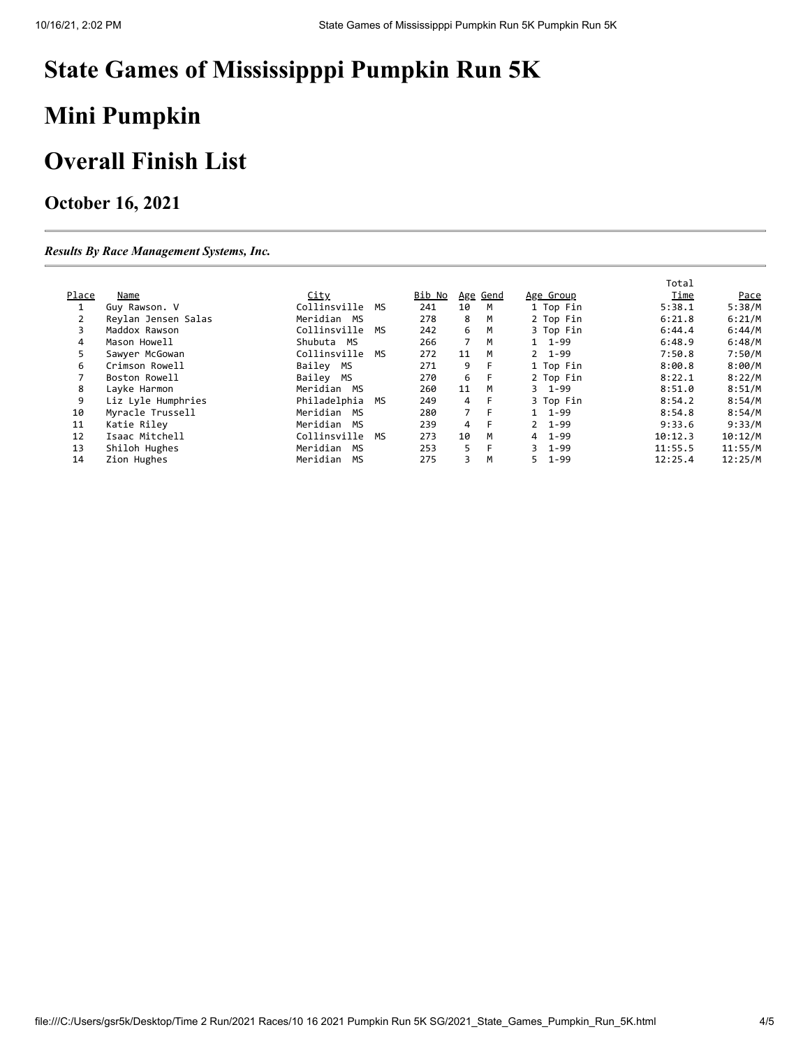# State Games of Mississipppi Pumpkin Run 5K

# Mini Pumpkin

# Overall Finish List

## October 16, 2021

*Results By Race Management Systems, Inc.*

| Place | Name | City | Bib No | Age | Gend | Age Group | Total Time | Pace |
|---|---|---|---|---|---|---|---|---|
| 1 | Guy Rawson. V | Collinsville MS | 241 | 10 | M | 1 Top Fin | 5:38.1 | 5:38/M |
| 2 | Reylan Jensen Salas | Meridian MS | 278 | 8 | M | 2 Top Fin | 6:21.8 | 6:21/M |
| 3 | Maddox Rawson | Collinsville MS | 242 | 6 | M | 3 Top Fin | 6:44.4 | 6:44/M |
| 4 | Mason Howell | Shubuta MS | 266 | 7 | M | 1 1-99 | 6:48.9 | 6:48/M |
| 5 | Sawyer McGowan | Collinsville MS | 272 | 11 | M | 2 1-99 | 7:50.8 | 7:50/M |
| 6 | Crimson Rowell | Bailey MS | 271 | 9 | F | 1 Top Fin | 8:00.8 | 8:00/M |
| 7 | Boston Rowell | Bailey MS | 270 | 6 | F | 2 Top Fin | 8:22.1 | 8:22/M |
| 8 | Layke Harmon | Meridian MS | 260 | 11 | M | 3 1-99 | 8:51.0 | 8:51/M |
| 9 | Liz Lyle Humphries | Philadelphia MS | 249 | 4 | F | 3 Top Fin | 8:54.2 | 8:54/M |
| 10 | Myracle Trussell | Meridian MS | 280 | 7 | F | 1 1-99 | 8:54.8 | 8:54/M |
| 11 | Katie Riley | Meridian MS | 239 | 4 | F | 2 1-99 | 9:33.6 | 9:33/M |
| 12 | Isaac Mitchell | Collinsville MS | 273 | 10 | M | 4 1-99 | 10:12.3 | 10:12/M |
| 13 | Shiloh Hughes | Meridian MS | 253 | 5 | F | 3 1-99 | 11:55.5 | 11:55/M |
| 14 | Zion Hughes | Meridian MS | 275 | 3 | M | 5 1-99 | 12:25.4 | 12:25/M |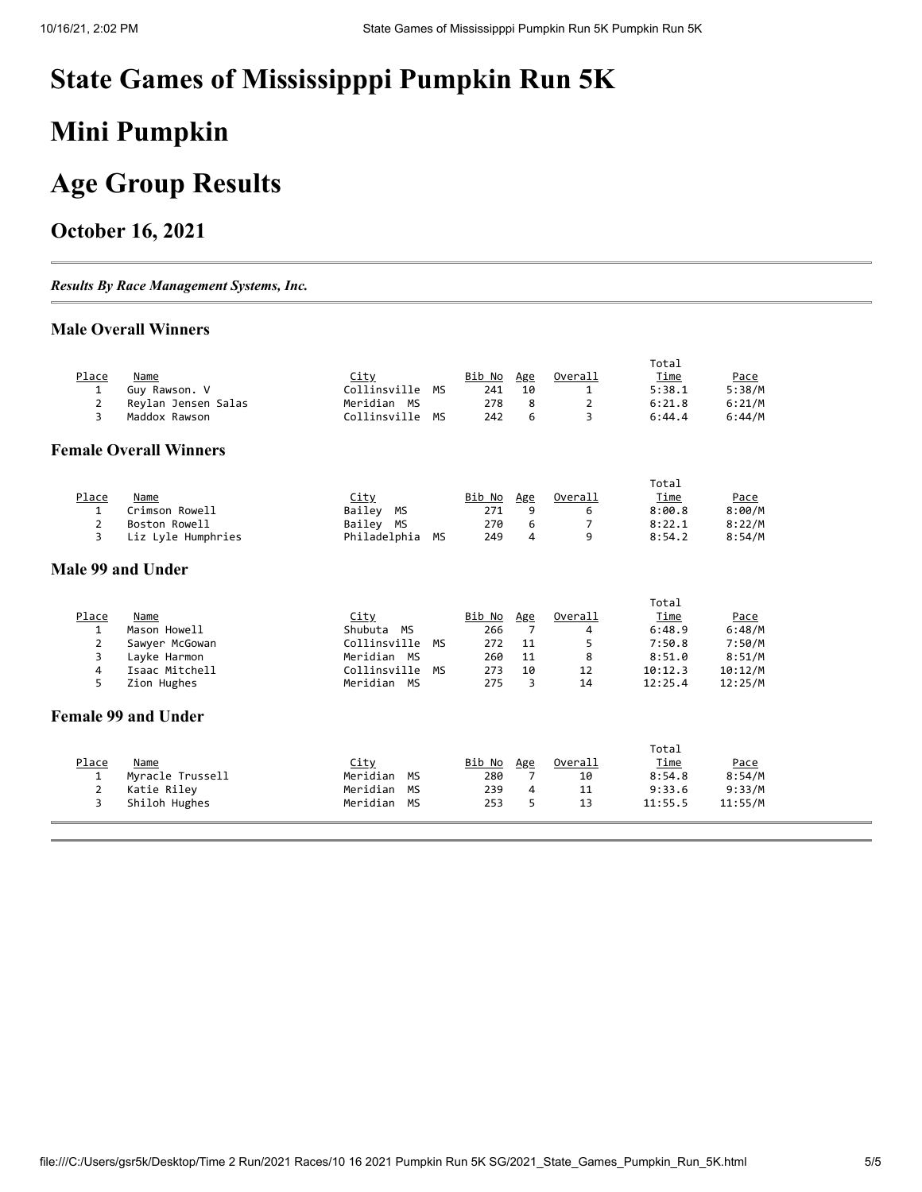# State Games of Mississipppi Pumpkin Run 5K

# Mini Pumpkin

# Age Group Results

## October 16, 2021

*Results By Race Management Systems, Inc.*

### Male Overall Winners

| Place | Name | City | Bib No | Age | Overall | Total Time | Pace |
|---|---|---|---|---|---|---|---|
| 1 | Guy Rawson. V | Collinsville MS | 241 | 10 | 1 | 5:38.1 | 5:38/M |
| 2 | Reylan Jensen Salas | Meridian MS | 278 | 8 | 2 | 6:21.8 | 6:21/M |
| 3 | Maddox Rawson | Collinsville MS | 242 | 6 | 3 | 6:44.4 | 6:44/M |

### Female Overall Winners

| Place | Name | City | Bib No | Age | Overall | Total Time | Pace |
|---|---|---|---|---|---|---|---|
| 1 | Crimson Rowell | Bailey MS | 271 | 9 | 6 | 8:00.8 | 8:00/M |
| 2 | Boston Rowell | Bailey MS | 270 | 6 | 7 | 8:22.1 | 8:22/M |
| 3 | Liz Lyle Humphries | Philadelphia MS | 249 | 4 | 9 | 8:54.2 | 8:54/M |

### Male 99 and Under

| Place | Name | City | Bib No | Age | Overall | Total Time | Pace |
|---|---|---|---|---|---|---|---|
| 1 | Mason Howell | Shubuta MS | 266 | 7 | 4 | 6:48.9 | 6:48/M |
| 2 | Sawyer McGowan | Collinsville MS | 272 | 11 | 5 | 7:50.8 | 7:50/M |
| 3 | Layke Harmon | Meridian MS | 260 | 11 | 8 | 8:51.0 | 8:51/M |
| 4 | Isaac Mitchell | Collinsville MS | 273 | 10 | 12 | 10:12.3 | 10:12/M |
| 5 | Zion Hughes | Meridian MS | 275 | 3 | 14 | 12:25.4 | 12:25/M |

### Female 99 and Under

| Place | Name | City | Bib No | Age | Overall | Total Time | Pace |
|---|---|---|---|---|---|---|---|
| 1 | Myracle Trussell | Meridian MS | 280 | 7 | 10 | 8:54.8 | 8:54/M |
| 2 | Katie Riley | Meridian MS | 239 | 4 | 11 | 9:33.6 | 9:33/M |
| 3 | Shiloh Hughes | Meridian MS | 253 | 5 | 13 | 11:55.5 | 11:55/M |